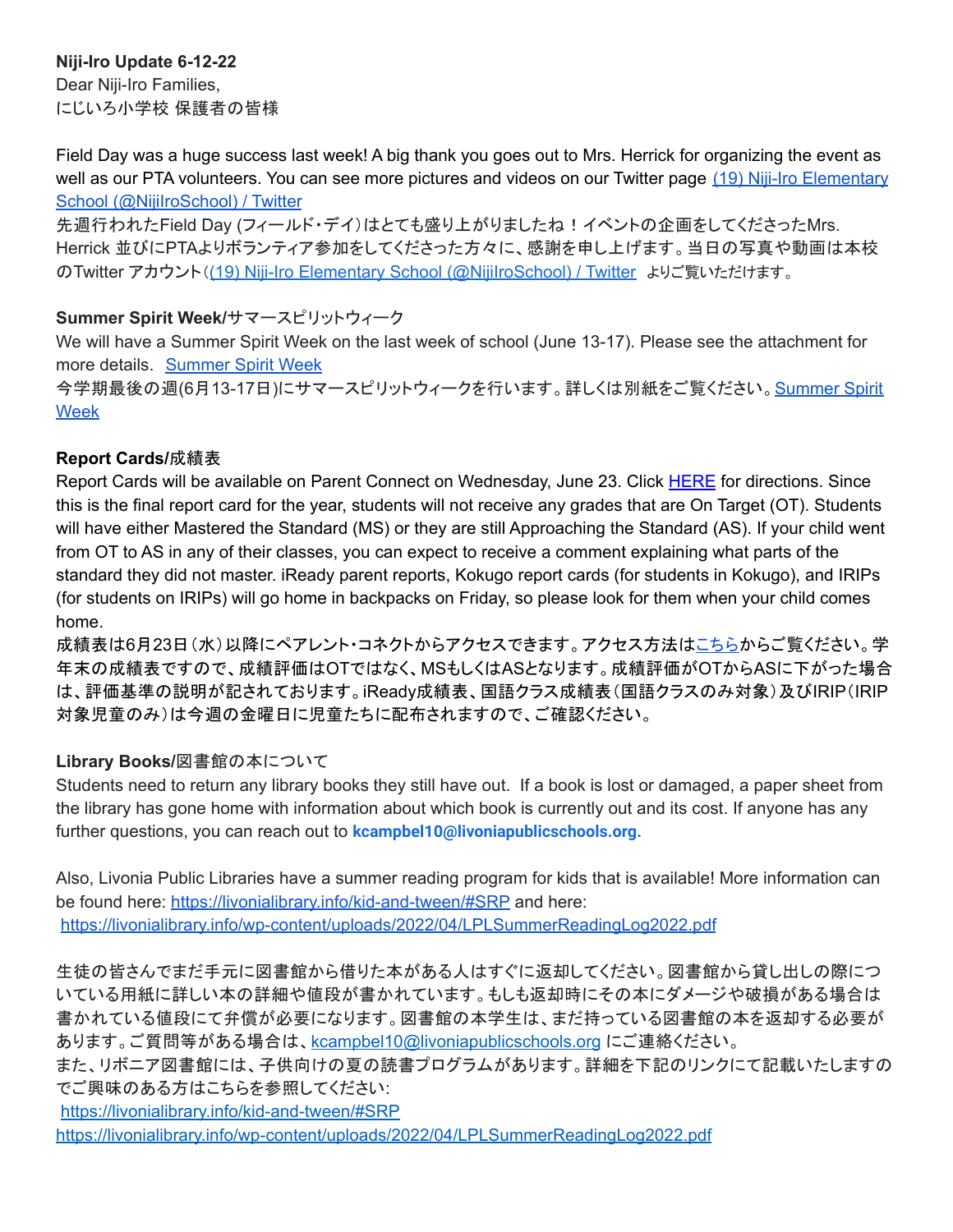**Niji-Iro Update 6-12-22**
Dear Niji-Iro Families,
にじいろ小学校 保護者の皆様

Field Day was a huge success last week! A big thank you goes out to Mrs. Herrick for organizing the event as well as our PTA volunteers. You can see more pictures and videos on our Twitter page [(19) Niji-Iro Elementary School (@NijiIroSchool) / Twitter]
先週行われたField Day (フィールド・デイ)はとても盛り上がりましたね！イベントの企画をしてくださったMrs. Herrick 並びにPTAよりボランティア参加をしてくださった方々に、感謝を申し上げます。当日の写真や動画は本校のTwitter アカウント([(19) Niji-Iro Elementary School (@NijiIroSchool) / Twitter] よりご覧いただけます。

**Summer Spirit Week/**サマースピリットウィーク
We will have a Summer Spirit Week on the last week of school (June 13-17). Please see the attachment for more details. Summer Spirit Week
今学期最後の週(6月13-17日)にサマースピリットウィークを行います。詳しくは別紙をご覧ください。Summer Spirit Week

**Report Cards/**成績表
Report Cards will be available on Parent Connect on Wednesday, June 23. Click HERE for directions. Since this is the final report card for the year, students will not receive any grades that are On Target (OT). Students will have either Mastered the Standard (MS) or they are still Approaching the Standard (AS). If your child went from OT to AS in any of their classes, you can expect to receive a comment explaining what parts of the standard they did not master. iReady parent reports, Kokugo report cards (for students in Kokugo), and IRIPs (for students on IRIPs) will go home in backpacks on Friday, so please look for them when your child comes home.
成績表は6月23日（水）以降にペアレント・コネクトからアクセスできます。アクセス方法はこちらからご覧ください。学年末の成績表ですので、成績評価はOTではなく、MSもしくはASとなります。成績評価がOTからASに下がった場合は、評価基準の説明が記されております。iReady成績表、国語クラス成績表（国語クラスのみ対象）及びIRIP（IRIP対象児童のみ）は今週の金曜日に児童たちに配布されますので、ご確認ください。

**Library Books/**図書館の本について
Students need to return any library books they still have out. If a book is lost or damaged, a paper sheet from the library has gone home with information about which book is currently out and its cost. If anyone has any further questions, you can reach out to **kcampbel10@livoniapublicschools.org.**

Also, Livonia Public Libraries have a summer reading program for kids that is available! More information can be found here: https://livonialibrary.info/kid-and-tween/#SRP and here:
https://livonialibrary.info/wp-content/uploads/2022/04/LPLSummerReadingLog2022.pdf

生徒の皆さんでまだ手元に図書館から借りた本がある人はすぐに返却してください。図書館から貸し出しの際についている用紙に詳しい本の詳細や値段が書かれています。もしも返却時にその本にダメージや破損がある場合は書かれている値段にて弁償が必要になります。図書館の本学生は、まだ持っている図書館の本を返却する必要があります。ご質問等がある場合は、kcampbel10@livoniapublicschools.org にご連絡ください。
また、リボニア図書館には、子供向けの夏の読書プログラムがあります。詳細を下記のリンクにて記載いたしますのでご興味のある方はこちらを参照してください:
https://livonialibrary.info/kid-and-tween/#SRP
https://livonialibrary.info/wp-content/uploads/2022/04/LPLSummerReadingLog2022.pdf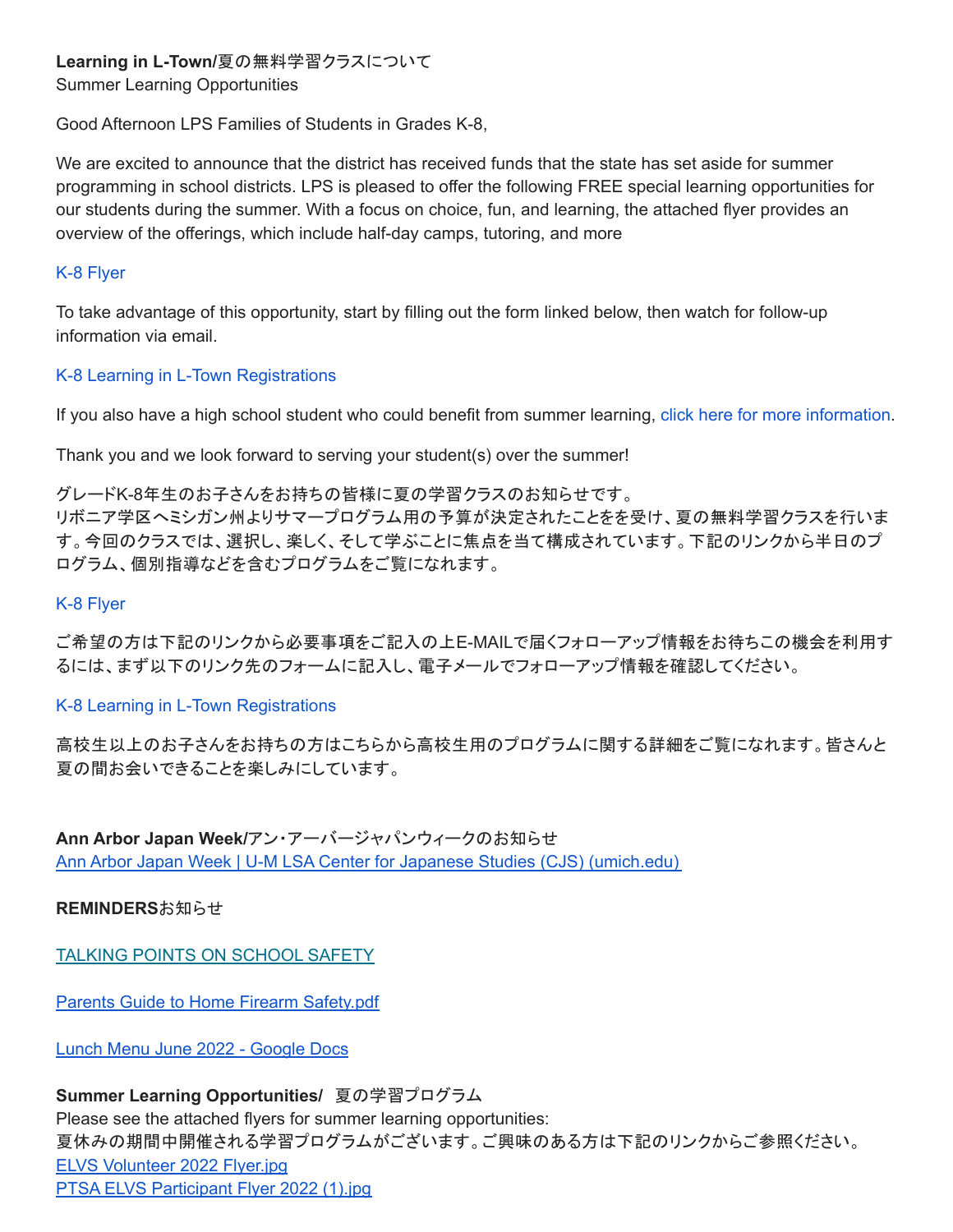**Learning in L-Town/夏の無料学習クラスについて**
Summer Learning Opportunities

Good Afternoon LPS Families of Students in Grades K-8,

We are excited to announce that the district has received funds that the state has set aside for summer programming in school districts. LPS is pleased to offer the following FREE special learning opportunities for our students during the summer. With a focus on choice, fun, and learning, the attached flyer provides an overview of the offerings, which include half-day camps, tutoring, and more

K-8 Flyer

To take advantage of this opportunity, start by filling out the form linked below, then watch for follow-up information via email.

K-8 Learning in L-Town Registrations

If you also have a high school student who could benefit from summer learning, click here for more information.

Thank you and we look forward to serving your student(s) over the summer!

グレードK-8年生のお子さんをお持ちの皆様に夏の学習クラスのお知らせです。
リボニア学区へミシガン州よりサマープログラム用の予算が決定されたことをを受け、夏の無料学習クラスを行います。今回のクラスでは、選択し、楽しく、そして学ぶことに焦点を当て構成されています。下記のリンクから半日のプログラム、個別指導などを含むプログラムをご覧になれます。

K-8 Flyer

ご希望の方は下記のリンクから必要事項をご記入の上E-MAILで届くフォローアップ情報をお待ちこの機会を利用するには、まず以下のリンク先のフォームに記入し、電子メールでフォローアップ情報を確認してください。

K-8 Learning in L-Town Registrations

高校生以上のお子さんをお持ちの方はこちらから高校生用のプログラムに関する詳細をご覧になれます。皆さんと夏の間お会いできることを楽しみにしています。

**Ann Arbor Japan Week/アン・アーバージャパンウィークのお知らせ**
Ann Arbor Japan Week | U-M LSA Center for Japanese Studies (CJS) (umich.edu)

**REMINDERSお知らせ**

TALKING POINTS ON SCHOOL SAFETY

Parents Guide to Home Firearm Safety.pdf

Lunch Menu June 2022 - Google Docs

**Summer Learning Opportunities/ 夏の学習プログラム**
Please see the attached flyers for summer learning opportunities:
夏休みの期間中開催される学習プログラムがございます。ご興味のある方は下記のリンクからご参照ください。
ELVS Volunteer 2022 Flyer.jpg
PTSA ELVS Participant Flyer 2022 (1).jpg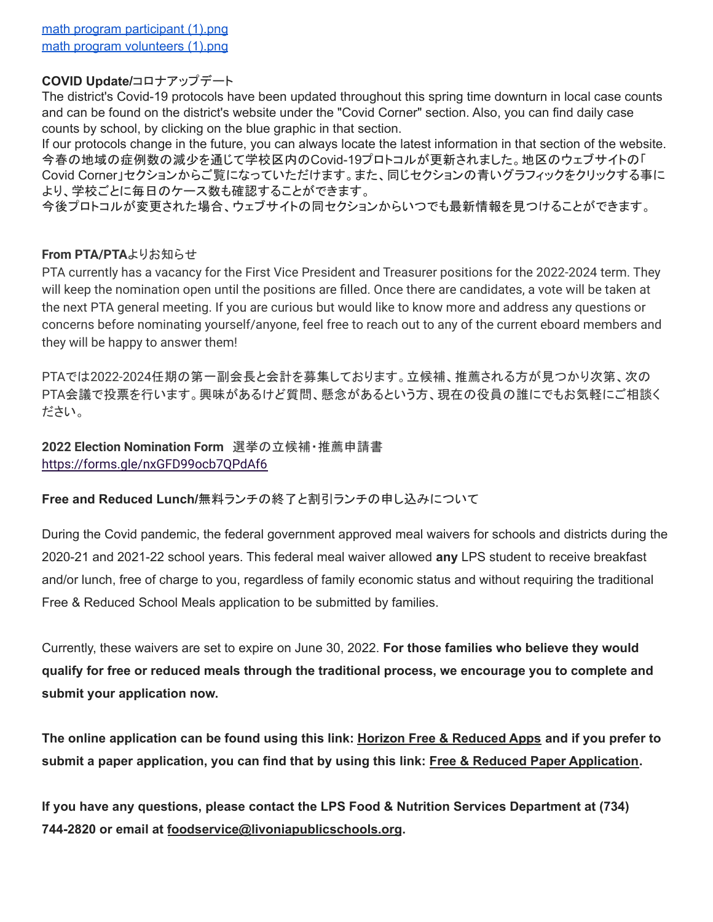[math program participant (1).png](math program participant (1).png)
[math program volunteers (1).png](math program volunteers (1).png)

**COVID Update/**コロナアップデート

The district's Covid-19 protocols have been updated throughout this spring time downturn in local case counts and can be found on the district's website under the "Covid Corner" section. Also, you can find daily case counts by school, by clicking on the blue graphic in that section.

If our protocols change in the future, you can always locate the latest information in that section of the website.

今春の地域の症例数の減少を通じて学校区内のCovid-19プロトコルが更新されました。地区のウェブサイトの「Covid Corner」セクションからご覧になっていただけます。また、同じセクションの青いグラフィックをクリックする事により、学校ごとに毎日のケース数も確認することができます。

今後プロトコルが変更された場合、ウェブサイトの同セクションからいつでも最新情報を見つけることができます。

**From PTA/PTA**よりお知らせ

PTA currently has a vacancy for the First Vice President and Treasurer positions for the 2022-2024 term. They will keep the nomination open until the positions are filled. Once there are candidates, a vote will be taken at the next PTA general meeting. If you are curious but would like to know more and address any questions or concerns before nominating yourself/anyone, feel free to reach out to any of the current eboard members and they will be happy to answer them!

PTAでは2022-2024任期の第一副会長と会計を募集しております。立候補、推薦される方が見つかり次第、次のPTA会議で投票を行います。興味があるけど質問、懸念があるという方、現在の役員の誰にでもお気軽にご相談ください。

**2022 Election Nomination Form** 選挙の立候補・推薦申請書
https://forms.gle/nxGFD99ocb7QPdAf6

**Free and Reduced Lunch/**無料ランチの終了と割引ランチの申し込みについて

During the Covid pandemic, the federal government approved meal waivers for schools and districts during the 2020-21 and 2021-22 school years. This federal meal waiver allowed **any** LPS student to receive breakfast and/or lunch, free of charge to you, regardless of family economic status and without requiring the traditional Free & Reduced School Meals application to be submitted by families.

Currently, these waivers are set to expire on June 30, 2022. **For those families who believe they would qualify for free or reduced meals through the traditional process, we encourage you to complete and submit your application now.**

**The online application can be found using this link: Horizon Free & Reduced Apps and if you prefer to submit a paper application, you can find that by using this link: Free & Reduced Paper Application.**

**If you have any questions, please contact the LPS Food & Nutrition Services Department at (734) 744-2820 or email at foodservice@livoniapublicschools.org.**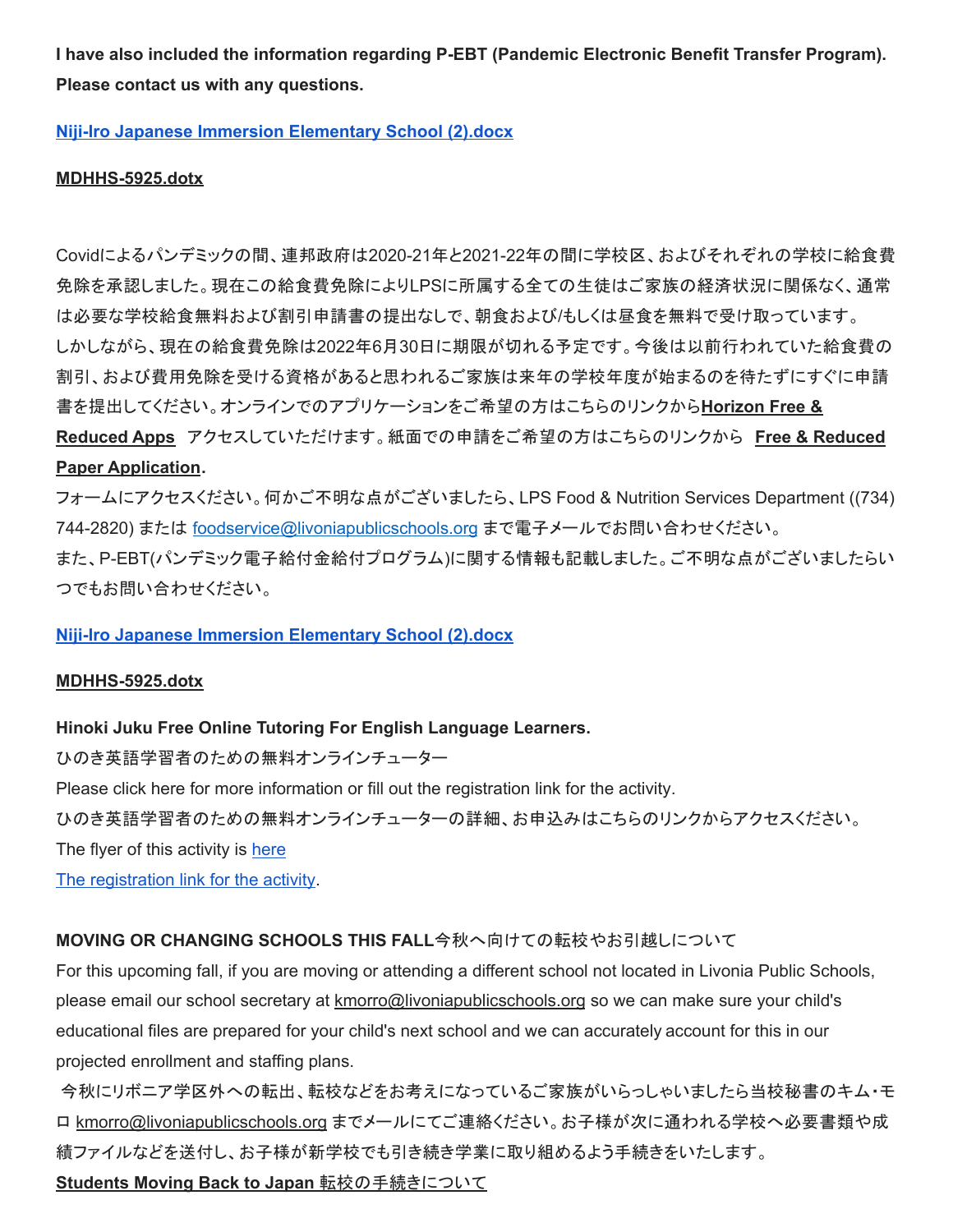**I have also included the information regarding P-EBT (Pandemic Electronic Benefit Transfer Program). Please contact us with any questions.**

**Niji-Iro Japanese Immersion Elementary School (2).docx**

**MDHHS-5925.dotx**

Covidによるパンデミックの間、連邦政府は2020-21年と2021-22年の間に学校区、およびそれぞれの学校に給食費免除を承認しました。現在この給食費免除によりLPSに所属する全ての生徒はご家族の経済状況に関係なく、通常は必要な学校給食無料および割引申請書の提出なしで、朝食および/もしくは昼食を無料で受け取っています。しかしながら、現在の給食費免除は2022年6月30日に期限が切れる予定です。今後は以前行われていた給食費の割引、および費用免除を受ける資格があると思われるご家族は来年の学校年度が始まるのを待たずにすぐに申請書を提出してください。オンラインでのアプリケーションをご希望の方はこちらのリンクから**Horizon Free & Reduced Apps** アクセスしていただけます。紙面での申請をご希望の方はこちらのリンクから **Free & Reduced Paper Application**.
フォームにアクセスください。何かご不明な点がございましたら、LPS Food & Nutrition Services Department ((734) 744-2820) または foodservice@livoniapublicschools.org まで電子メールでお問い合わせください。
また、P-EBT(パンデミック電子給付金給付プログラム)に関する情報も記載しました。ご不明な点がございましたらいつでもお問い合わせください。

**Niji-Iro Japanese Immersion Elementary School (2).docx**

**MDHHS-5925.dotx**

**Hinoki Juku Free Online Tutoring For English Language Learners.**
ひのき英語学習者のための無料オンラインチューター
Please click here for more information or fill out the registration link for the activity.
ひのき英語学習者のための無料オンラインチューターの詳細、お申込みはこちらのリンクからアクセスください。
The flyer of this activity is here
The registration link for the activity.

**MOVING OR CHANGING SCHOOLS THIS FALL**今秋へ向けての転校やお引越しについて
For this upcoming fall, if you are moving or attending a different school not located in Livonia Public Schools, please email our school secretary at kmorro@livoniapublicschools.org so we can make sure your child's educational files are prepared for your child's next school and we can accurately account for this in our projected enrollment and staffing plans.
今秋にリボニア学区外への転出、転校などをお考えになっているご家族がいらっしゃいましたら当校秘書のキム・モロ kmorro@livoniapublicschools.org までメールにてご連絡ください。お子様が次に通われる学校へ必要書類や成績ファイルなどを送付し、お子様が新学校でも引き続き学業に取り組めるよう手続きをいたします。
**Students Moving Back to Japan** 転校の手続きについて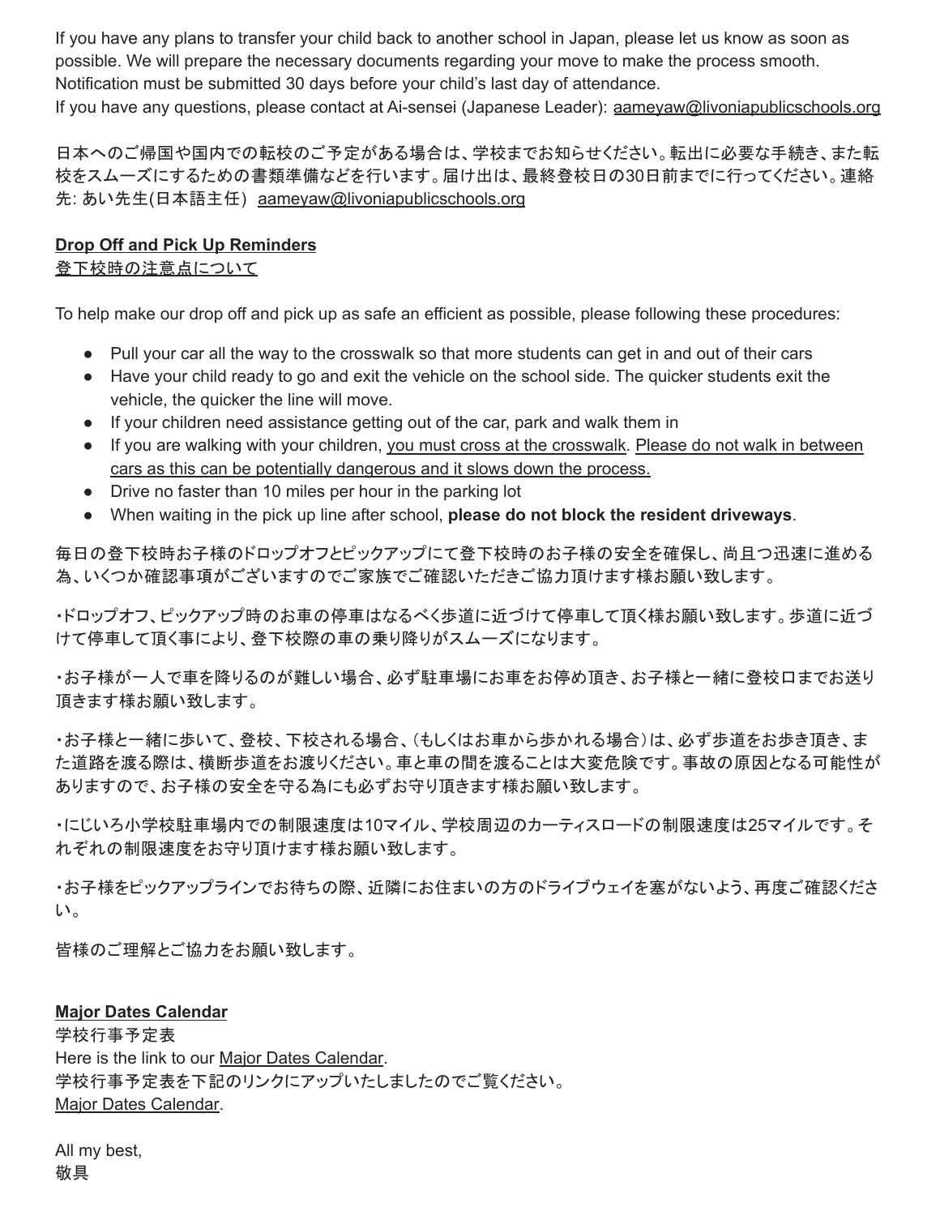If you have any plans to transfer your child back to another school in Japan, please let us know as soon as possible. We will prepare the necessary documents regarding your move to make the process smooth. Notification must be submitted 30 days before your child's last day of attendance.
If you have any questions, please contact at Ai-sensei (Japanese Leader): aameyaw@livoniapublicschools.org

日本へのご帰国や国内での転校のご予定がある場合は、学校までお知らせください。転出に必要な手続き、また転校をスムーズにするための書類準備などを行います。届け出は、最終登校日の30日前までに行ってください。連絡先: あい先生(日本語主任) aameyaw@livoniapublicschools.org

**Drop Off and Pick Up Reminders**
登下校時の注意点について

To help make our drop off and pick up as safe an efficient as possible, please following these procedures:

- Pull your car all the way to the crosswalk so that more students can get in and out of their cars
- Have your child ready to go and exit the vehicle on the school side. The quicker students exit the vehicle, the quicker the line will move.
- If your children need assistance getting out of the car, park and walk them in
- If you are walking with your children, you must cross at the crosswalk. Please do not walk in between cars as this can be potentially dangerous and it slows down the process.
- Drive no faster than 10 miles per hour in the parking lot
- When waiting in the pick up line after school, **please do not block the resident driveways**.

毎日の登下校時お子様のドロップオフとピックアップにて登下校時のお子様の安全を確保し、尚且つ迅速に進める為、いくつか確認事項がございますのでご家族でご確認いただきご協力頂けます様お願い致します。

・ドロップオフ、ピックアップ時のお車の停車はなるべく歩道に近づけて停車して頂く様お願い致します。歩道に近づけて停車して頂く事により、登下校際の車の乗り降りがスムーズになります。

・お子様が一人で車を降りるのが難しい場合、必ず駐車場にお車をお停め頂き、お子様と一緒に登校口までお送り頂きます様お願い致します。

・お子様と一緒に歩いて、登校、下校される場合、（もしくはお車から歩かれる場合）は、必ず歩道をお歩き頂き、また道路を渡る際は、横断歩道をお渡りください。車と車の間を渡ることは大変危険です。事故の原因となる可能性がありますので、お子様の安全を守る為にも必ずお守り頂きます様お願い致します。

・にじいろ小学校駐車場内での制限速度は10マイル、学校周辺のカーティスロードの制限速度は25マイルです。それぞれの制限速度をお守り頂けます様お願い致します。

・お子様をピックアップラインでお待ちの際、近隣にお住まいの方のドライブウェイを塞がないよう、再度ご確認ください。

皆様のご理解とご協力をお願い致します。

**Major Dates Calendar**
学校行事予定表
Here is the link to our Major Dates Calendar.
学校行事予定表を下記のリンクにアップいたしましたのでご覧ください。
Major Dates Calendar.

All my best,
敬具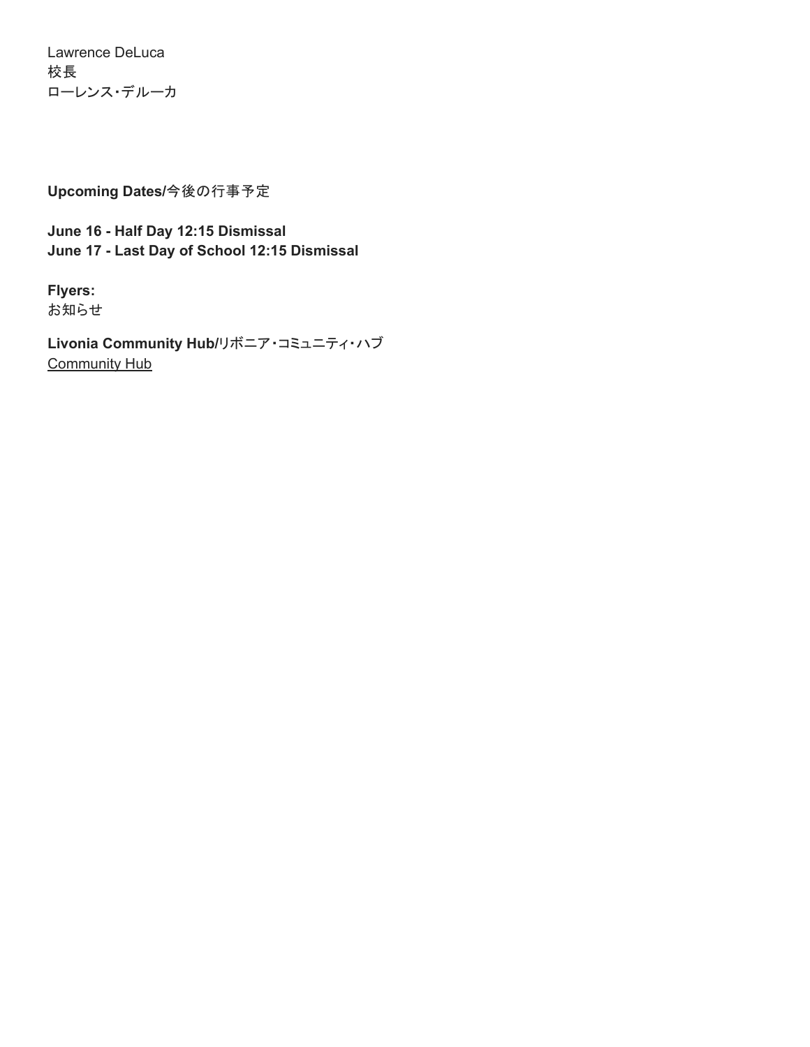Lawrence DeLuca
校長
ローレンス・デルーカ

**Upcoming Dates/**今後の行事予定

**June 16 - Half Day 12:15 Dismissal**
**June 17 - Last Day of School 12:15 Dismissal**

**Flyers:**
お知らせ

**Livonia Community Hub/**リボニア・コミュニティ・ハブ
Community Hub